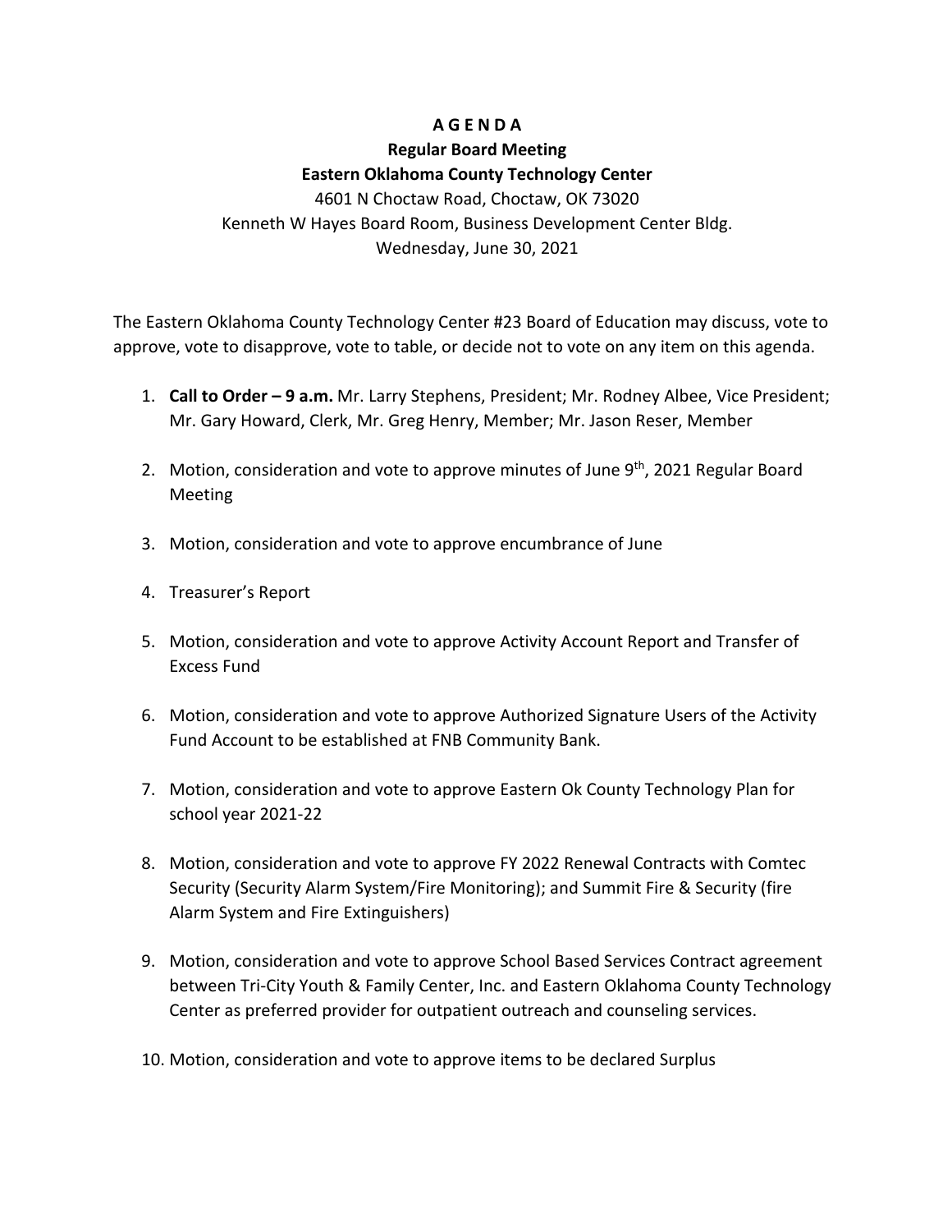# A G E N D A

## Regular Board Meeting

## Eastern Oklahoma County Technology Center

4601 N Choctaw Road, Choctaw, OK 73020
Kenneth W Hayes Board Room, Business Development Center Bldg.
Wednesday, June 30, 2021

The Eastern Oklahoma County Technology Center #23 Board of Education may discuss, vote to approve, vote to disapprove, vote to table, or decide not to vote on any item on this agenda.

1. **Call to Order – 9 a.m.** Mr. Larry Stephens, President; Mr. Rodney Albee, Vice President; Mr. Gary Howard, Clerk, Mr. Greg Henry, Member; Mr. Jason Reser, Member

2. Motion, consideration and vote to approve minutes of June 9th, 2021 Regular Board Meeting

3. Motion, consideration and vote to approve encumbrance of June

4. Treasurer's Report

5. Motion, consideration and vote to approve Activity Account Report and Transfer of Excess Fund

6. Motion, consideration and vote to approve Authorized Signature Users of the Activity Fund Account to be established at FNB Community Bank.

7. Motion, consideration and vote to approve Eastern Ok County Technology Plan for school year 2021-22

8. Motion, consideration and vote to approve FY 2022 Renewal Contracts with Comtec Security (Security Alarm System/Fire Monitoring); and Summit Fire & Security (fire Alarm System and Fire Extinguishers)

9. Motion, consideration and vote to approve School Based Services Contract agreement between Tri-City Youth & Family Center, Inc. and Eastern Oklahoma County Technology Center as preferred provider for outpatient outreach and counseling services.

10. Motion, consideration and vote to approve items to be declared Surplus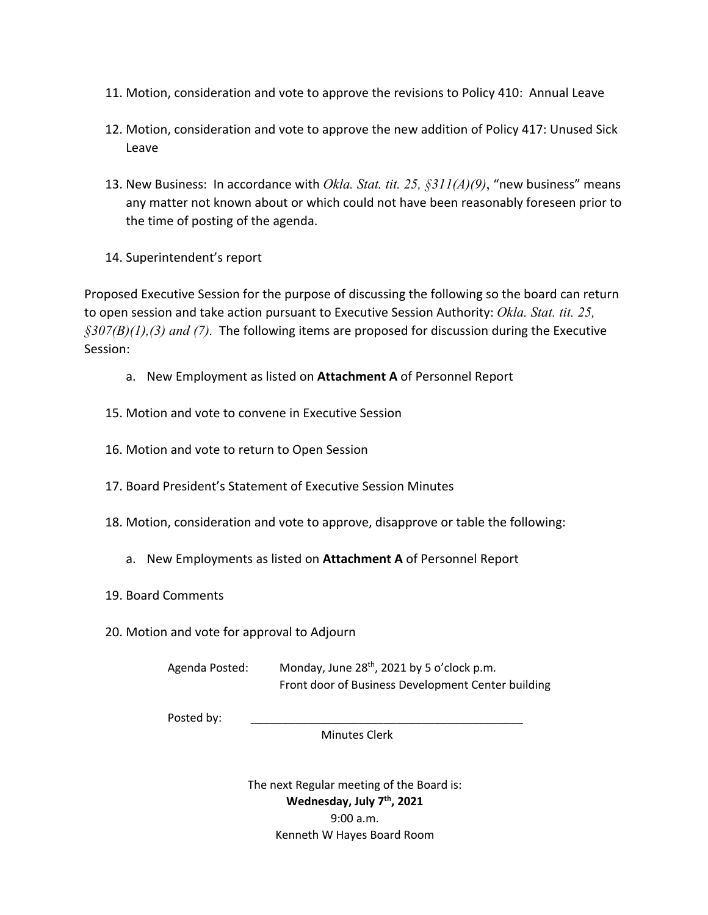11. Motion, consideration and vote to approve the revisions to Policy 410: Annual Leave

12. Motion, consideration and vote to approve the new addition of Policy 417: Unused Sick Leave

13. New Business: In accordance with *Okla. Stat. tit. 25, §311(A)(9)*, "new business" means any matter not known about or which could not have been reasonably foreseen prior to the time of posting of the agenda.

14. Superintendent's report

Proposed Executive Session for the purpose of discussing the following so the board can return to open session and take action pursuant to Executive Session Authority: *Okla. Stat. tit. 25, §307(B)(1),(3) and (7).* The following items are proposed for discussion during the Executive Session:

   a. New Employment as listed on **Attachment A** of Personnel Report

15. Motion and vote to convene in Executive Session

16. Motion and vote to return to Open Session

17. Board President's Statement of Executive Session Minutes

18. Motion, consideration and vote to approve, disapprove or table the following:

   a. New Employments as listed on **Attachment A** of Personnel Report

19. Board Comments

20. Motion and vote for approval to Adjourn

Agenda Posted: Monday, June 28th, 2021 by 5 o'clock p.m.
Front door of Business Development Center building

Posted by: ____________________________________________
Minutes Clerk

The next Regular meeting of the Board is:
**Wednesday, July 7th, 2021**
9:00 a.m.
Kenneth W Hayes Board Room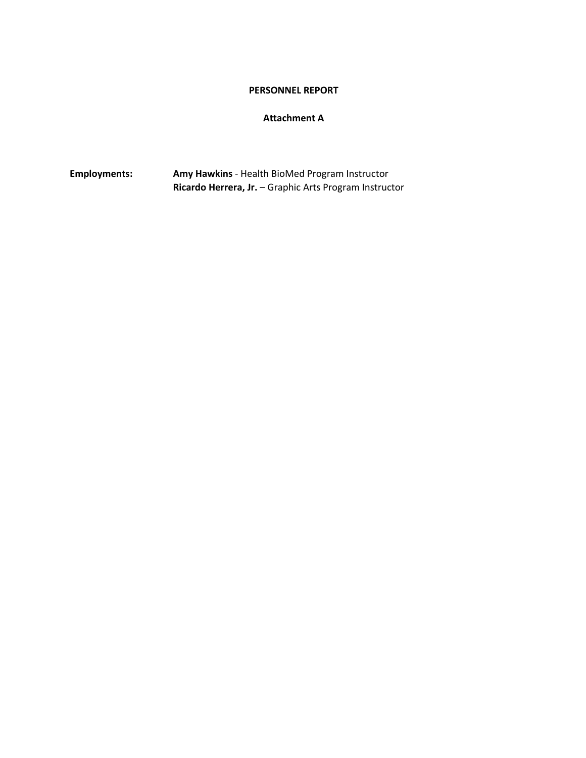**PERSONNEL REPORT**

**Attachment A**

**Employments:** **Amy Hawkins** - Health BioMed Program Instructor
**Ricardo Herrera, Jr.** – Graphic Arts Program Instructor